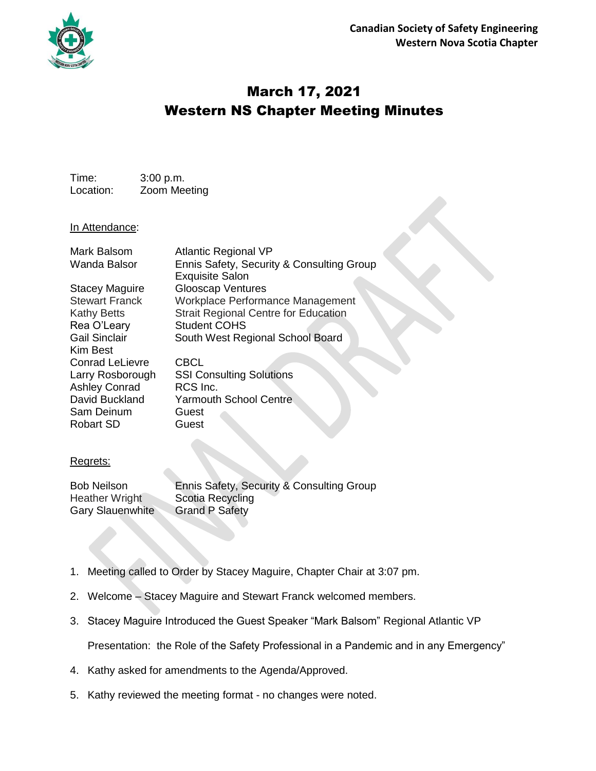**Canadian Society of Safety Engineering**
**Western Nova Scotia Chapter**

# March 17, 2021
# Western NS Chapter Meeting Minutes

Time: 3:00 p.m.
Location: Zoom Meeting

In Attendance:

| | |
|---|---|
| Mark Balsom | Atlantic Regional VP |
| Wanda Balsor | Ennis Safety, Security & Consulting Group<br>Exquisite Salon |
| Stacey Maguire | Glooscap Ventures |
| Stewart Franck | Workplace Performance Management |
| Kathy Betts | Strait Regional Centre for Education |
| Rea O'Leary | Student COHS |
| Gail Sinclair | South West Regional School Board |
| Kim Best | |
| Conrad LeLievre | CBCL |
| Larry Rosborough | SSI Consulting Solutions |
| Ashley Conrad | RCS Inc. |
| David Buckland | Yarmouth School Centre |
| Sam Deinum | Guest |
| Robart SD | Guest |

Regrets:

| | |
|---|---|
| Bob Neilson | Ennis Safety, Security & Consulting Group |
| Heather Wright | Scotia Recycling |
| Gary Slauenwhite | Grand P Safety |

1. Meeting called to Order by Stacey Maguire, Chapter Chair at 3:07 pm.
2. Welcome – Stacey Maguire and Stewart Franck welcomed members.
3. Stacey Maguire Introduced the Guest Speaker "Mark Balsom" Regional Atlantic VP

   Presentation: the Role of the Safety Professional in a Pandemic and in any Emergency"
4. Kathy asked for amendments to the Agenda/Approved.
5. Kathy reviewed the meeting format - no changes were noted.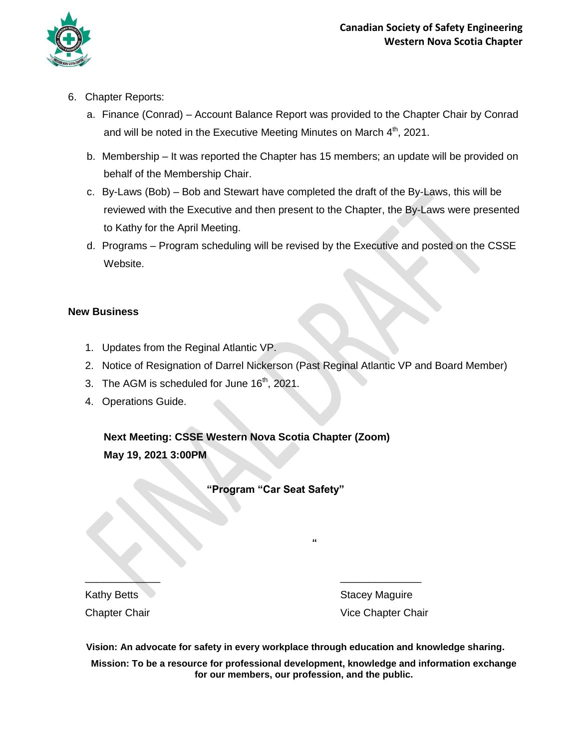6. Chapter Reports:
   a. Finance (Conrad) – Account Balance Report was provided to the Chapter Chair by Conrad and will be noted in the Executive Meeting Minutes on March 4th, 2021.
   b. Membership – It was reported the Chapter has 15 members; an update will be provided on behalf of the Membership Chair.
   c. By-Laws (Bob) – Bob and Stewart have completed the draft of the By-Laws, this will be reviewed with the Executive and then present to the Chapter, the By-Laws were presented to Kathy for the April Meeting.
   d. Programs – Program scheduling will be revised by the Executive and posted on the CSSE Website.

**New Business**

1. Updates from the Reginal Atlantic VP.
2. Notice of Resignation of Darrel Nickerson (Past Reginal Atlantic VP and Board Member)
3. The AGM is scheduled for June 16th, 2021.
4. Operations Guide.

**Next Meeting: CSSE Western Nova Scotia Chapter (Zoom)**
**May 19, 2021 3:00PM**

**"Program "Car Seat Safety"**

"

\_\_\_\_\_\_\_\_\_\_\_\_\_\_
Kathy Betts
Chapter Chair

\_\_\_\_\_\_\_\_\_\_\_\_\_\_
Stacey Maguire
Vice Chapter Chair

**Vision: An advocate for safety in every workplace through education and knowledge sharing.**

**Mission: To be a resource for professional development, knowledge and information exchange for our members, our profession, and the public.**